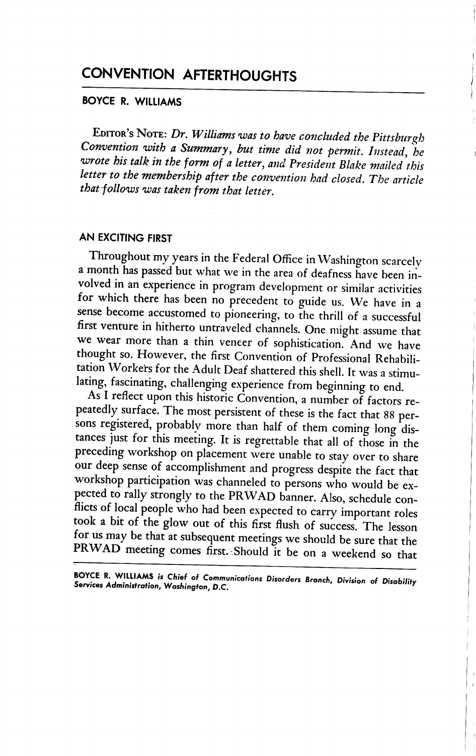# CONVENTION AFTERTHOUGHTS

## BOYCE R. WILLIAMS

EDITOR'S NOTE: *Dr. Williams was to have concluded the Pittsburgh Convention with a Summary, but time did not permit. Instead, he wrote his talk in the form of a letter, and President Blake mailed this letter to the membership after the convention had closed. The article that follows was taken from that letter.*

### AN EXCITING FIRST

Throughout my years in the Federal Office in Washington scarcely a month has passed but what we in the area of deafness have been involved in an experience in program development or similar activities for which there has been no precedent to guide us. We have in a sense become accustomed to pioneering, to the thrill of a successful first venture in hitherto untraveled channels. One might assume that we wear more than a thin veneer of sophistication. And we have thought so. However, the first Convention of Professional Rehabilitation Workers for the Adult Deaf shattered this shell. It was a stimulating, fascinating, challenging experience from beginning to end.

As I reflect upon this historic Convention, a number of factors repeatedly surface. The most persistent of these is the fact that 88 persons registered, probably more than half of them coming long distances just for this meeting. It is regrettable that all of those in the preceding workshop on placement were unable to stay over to share our deep sense of accomplishment and progress despite the fact that workshop participation was channeled to persons who would be expected to rally strongly to the PRWAD banner. Also, schedule conflicts of local people who had been expected to carry important roles took a bit of the glow out of this first flush of success. The lesson for us may be that at subsequent meetings we should be sure that the PRWAD meeting comes first. Should it be on a weekend so that

---

**BOYCE R. WILLIAMS** *is Chief of Communications Disorders Branch, Division of Disability Services Administration, Washington, D.C.*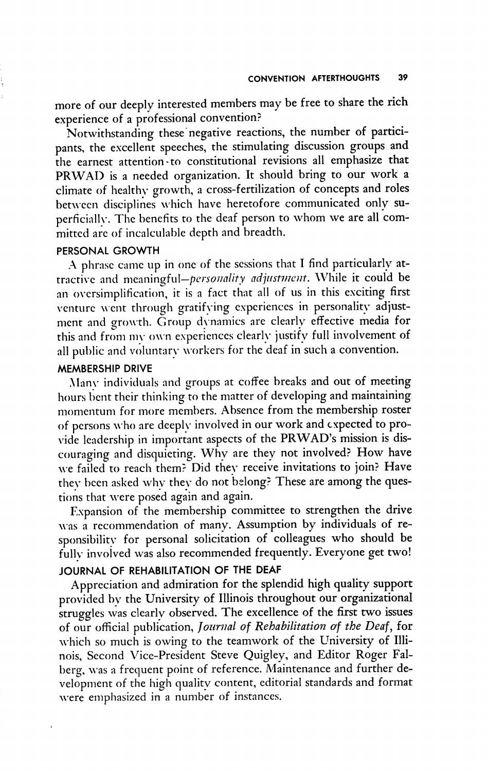more of our deeply interested members may be free to share the rich experience of a professional convention?

Notwithstanding these negative reactions, the number of participants, the excellent speeches, the stimulating discussion groups and the earnest attention to constitutional revisions all emphasize that PRWAD is a needed organization. It should bring to our work a climate of healthy growth, a cross-fertilization of concepts and roles between disciplines which have heretofore communicated only superficially. The benefits to the deaf person to whom we are all committed are of incalculable depth and breadth.

## PERSONAL GROWTH

A phrase came up in one of the sessions that I find particularly attractive and meaningful—*personality adjustment*. While it could be an oversimplification, it is a fact that all of us in this exciting first venture went through gratifying experiences in personality adjustment and growth. Group dynamics are clearly effective media for this and from my own experiences clearly justify full involvement of all public and voluntary workers for the deaf in such a convention.

## MEMBERSHIP DRIVE

Many individuals and groups at coffee breaks and out of meeting hours bent their thinking to the matter of developing and maintaining momentum for more members. Absence from the membership roster of persons who are deeply involved in our work and expected to provide leadership in important aspects of the PRWAD's mission is discouraging and disquieting. Why are they not involved? How have we failed to reach them? Did they receive invitations to join? Have they been asked why they do not belong? These are among the questions that were posed again and again.

Expansion of the membership committee to strengthen the drive was a recommendation of many. Assumption by individuals of responsibility for personal solicitation of colleagues who should be fully involved was also recommended frequently. Everyone get two!

## JOURNAL OF REHABILITATION OF THE DEAF

Appreciation and admiration for the splendid high quality support provided by the University of Illinois throughout our organizational struggles was clearly observed. The excellence of the first two issues of our official publication, *Journal of Rehabilitation of the Deaf*, for which so much is owing to the teamwork of the University of Illinois, Second Vice-President Steve Quigley, and Editor Roger Falberg, was a frequent point of reference. Maintenance and further development of the high quality content, editorial standards and format were emphasized in a number of instances.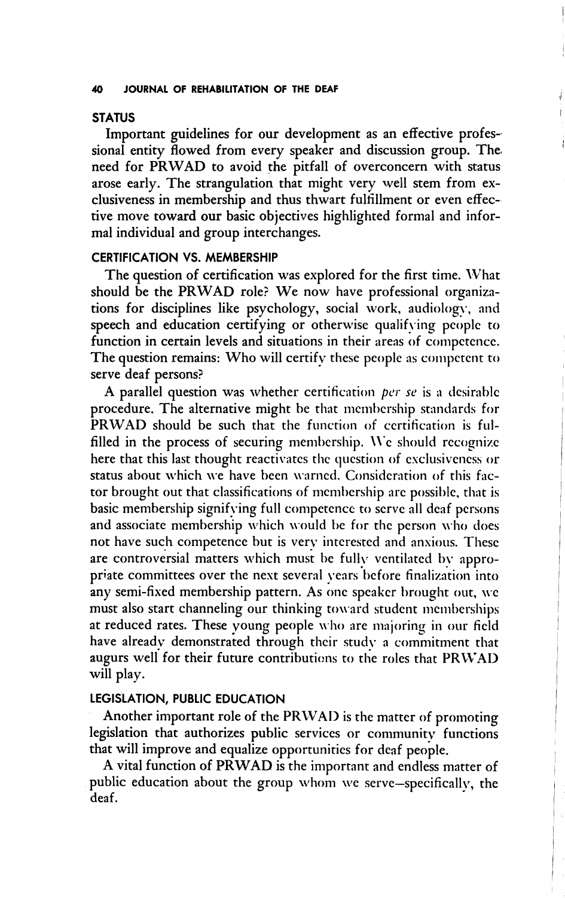## STATUS

Important guidelines for our development as an effective professional entity flowed from every speaker and discussion group. The need for PRWAD to avoid the pitfall of overconcern with status arose early. The strangulation that might very well stem from exclusiveness in membership and thus thwart fulfillment or even effective move toward our basic objectives highlighted formal and informal individual and group interchanges.

## CERTIFICATION VS. MEMBERSHIP

The question of certification was explored for the first time. What should be the PRWAD role? We now have professional organizations for disciplines like psychology, social work, audiology, and speech and education certifying or otherwise qualifying people to function in certain levels and situations in their areas of competence. The question remains: Who will certify these people as competent to serve deaf persons?

A parallel question was whether certification *per se* is a desirable procedure. The alternative might be that membership standards for PRWAD should be such that the function of certification is fulfilled in the process of securing membership. We should recognize here that this last thought reactivates the question of exclusiveness or status about which we have been warned. Consideration of this factor brought out that classifications of membership are possible, that is basic membership signifying full competence to serve all deaf persons and associate membership which would be for the person who does not have such competence but is very interested and anxious. These are controversial matters which must be fully ventilated by appropriate committees over the next several years before finalization into any semi-fixed membership pattern. As one speaker brought out, we must also start channeling our thinking toward student memberships at reduced rates. These young people who are majoring in our field have already demonstrated through their study a commitment that augurs well for their future contributions to the roles that PRWAD will play.

## LEGISLATION, PUBLIC EDUCATION

Another important role of the PRWAD is the matter of promoting legislation that authorizes public services or community functions that will improve and equalize opportunities for deaf people.

A vital function of PRWAD is the important and endless matter of public education about the group whom we serve—specifically, the deaf.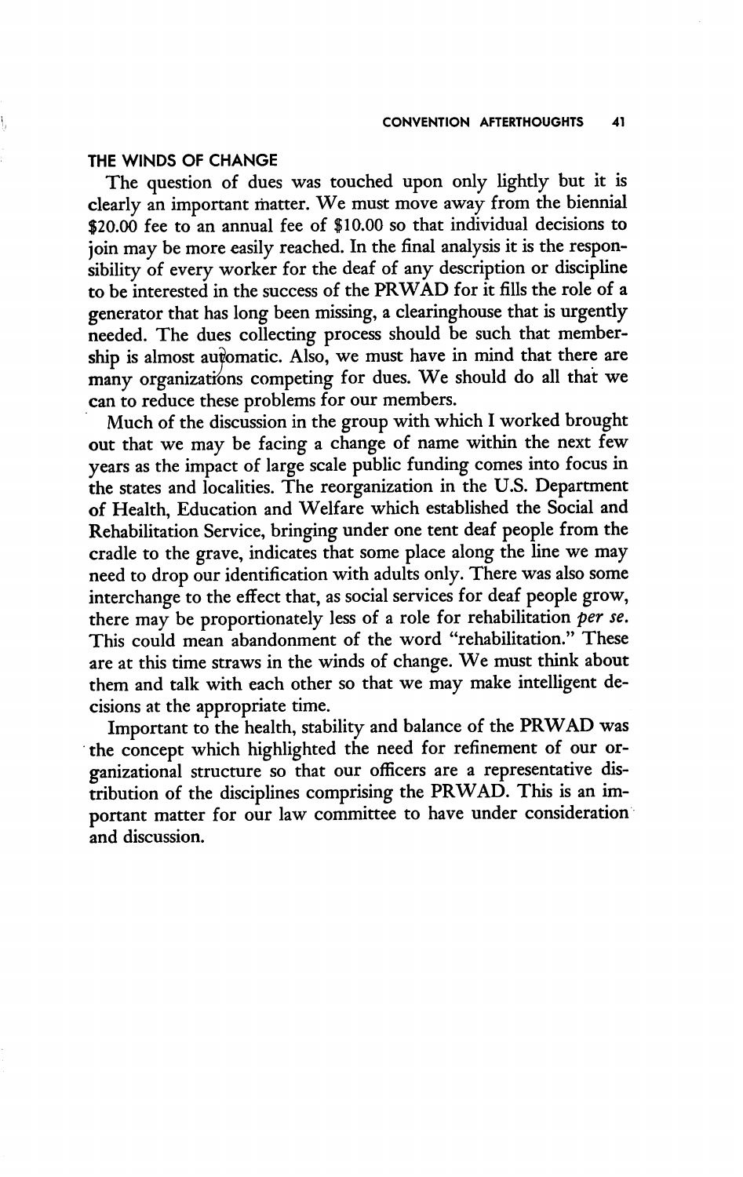## THE WINDS OF CHANGE

The question of dues was touched upon only lightly but it is clearly an important matter. We must move away from the biennial $20.00 fee to an annual fee of $10.00 so that individual decisions to join may be more easily reached. In the final analysis it is the responsibility of every worker for the deaf of any description or discipline to be interested in the success of the PRWAD for it fills the role of a generator that has long been missing, a clearinghouse that is urgently needed. The dues collecting process should be such that membership is almost automatic. Also, we must have in mind that there are many organizations competing for dues. We should do all that we can to reduce these problems for our members.

Much of the discussion in the group with which I worked brought out that we may be facing a change of name within the next few years as the impact of large scale public funding comes into focus in the states and localities. The reorganization in the U.S. Department of Health, Education and Welfare which established the Social and Rehabilitation Service, bringing under one tent deaf people from the cradle to the grave, indicates that some place along the line we may need to drop our identification with adults only. There was also some interchange to the effect that, as social services for deaf people grow, there may be proportionately less of a role for rehabilitation *per se*. This could mean abandonment of the word "rehabilitation." These are at this time straws in the winds of change. We must think about them and talk with each other so that we may make intelligent decisions at the appropriate time.

Important to the health, stability and balance of the PRWAD was the concept which highlighted the need for refinement of our organizational structure so that our officers are a representative distribution of the disciplines comprising the PRWAD. This is an important matter for our law committee to have under consideration and discussion.